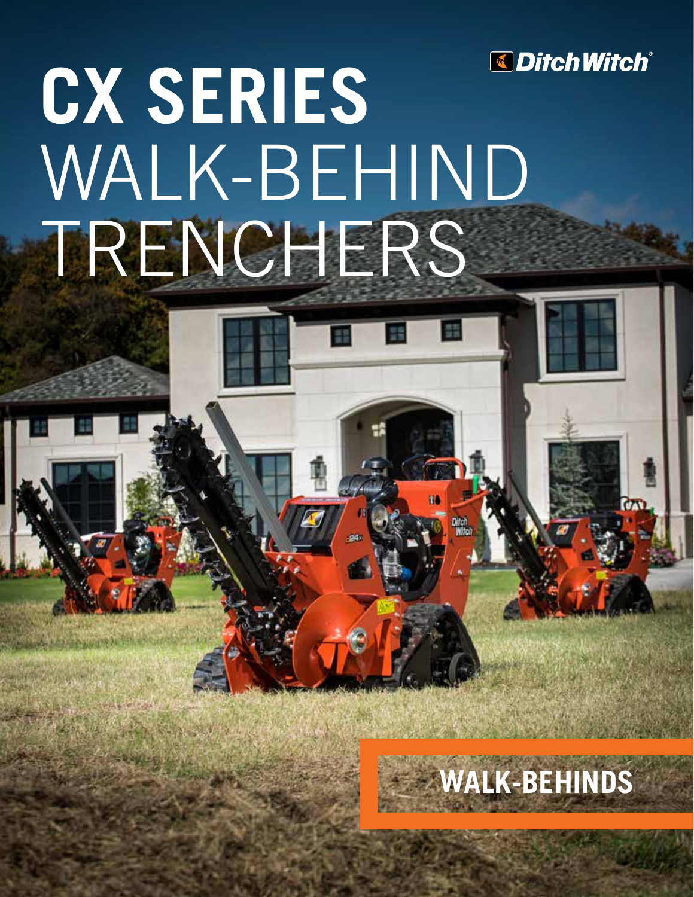Ditch Witch

# CX SERIES WALK-BEHIND TRENCHERS

WALK-BEHINDS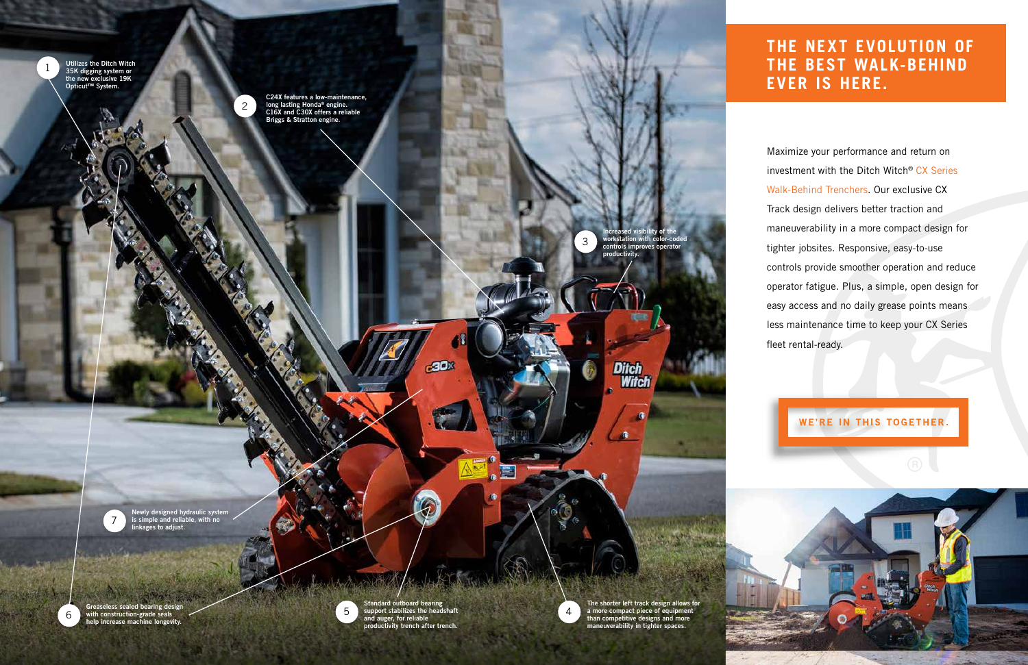# THE NEXT EVOLUTION OF THE BEST WALK-BEHIND EVER IS HERE.

Maximize your performance and return on investment with the Ditch Witch® CX Series Walk-Behind Trenchers. Our exclusive CX Track design delivers better traction and maneuverability in a more compact design for tighter jobsites. Responsive, easy-to-use controls provide smoother operation and reduce operator fatigue. Plus, a simple, open design for easy access and no daily grease points means less maintenance time to keep your CX Series fleet rental-ready.

**WE'RE IN THIS TOGETHER.**

1. Utilizes the Ditch Witch 35K digging system or the new exclusive 19K Opticut™ System.
2. C24X features a low-maintenance, long lasting Honda® engine. C16X and C30X offers a reliable Briggs & Stratton engine.
3. Increased visibility of the workstation with color-coded controls improves operator productivity.
4. The shorter left track design allows for a more compact piece of equipment than competitive designs and more maneuverability in tighter spaces.
5. Standard outboard bearing support stabilizes the headshaft and auger, for reliable productivity trench after trench.
6. Greaseless sealed bearing design with construction-grade seals help increase machine longevity.
7. Newly designed hydraulic system is simple and reliable, with no linkages to adjust.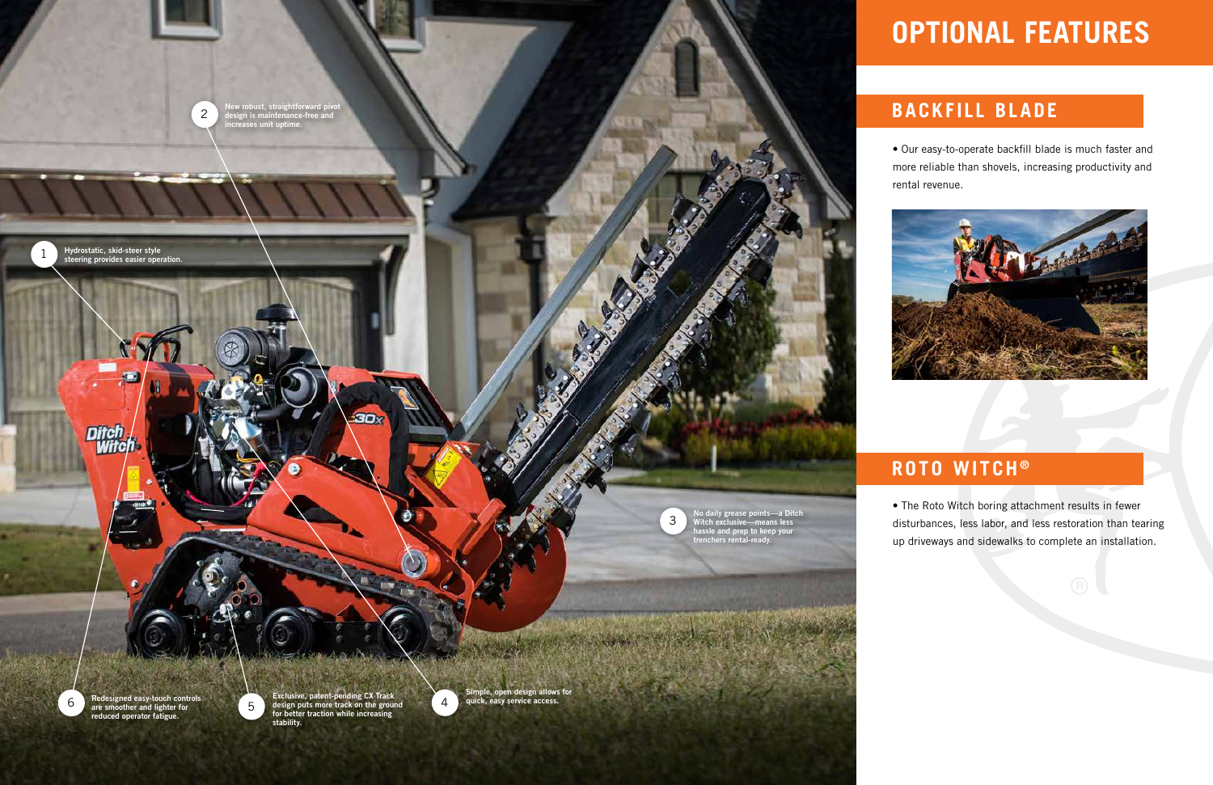1 Hydrostatic, skid-steer style steering provides easier operation.

2 New robust, straightforward pivot design is maintenance-free and increases unit uptime.

3 No daily grease points—a Ditch Witch exclusive—means less hassle and prep to keep your trenchers rental-ready.

4 Simple, open design allows for quick, easy service access.

5 Exclusive, patent-pending CX Track design puts more track on the ground for better traction while increasing stability.

6 Redesigned easy-touch controls are smoother and lighter for reduced operator fatigue.

# OPTIONAL FEATURES

## BACKFILL BLADE

- Our easy-to-operate backfill blade is much faster and more reliable than shovels, increasing productivity and rental revenue.

## ROTO WITCH®

- The Roto Witch boring attachment results in fewer disturbances, less labor, and less restoration than tearing up driveways and sidewalks to complete an installation.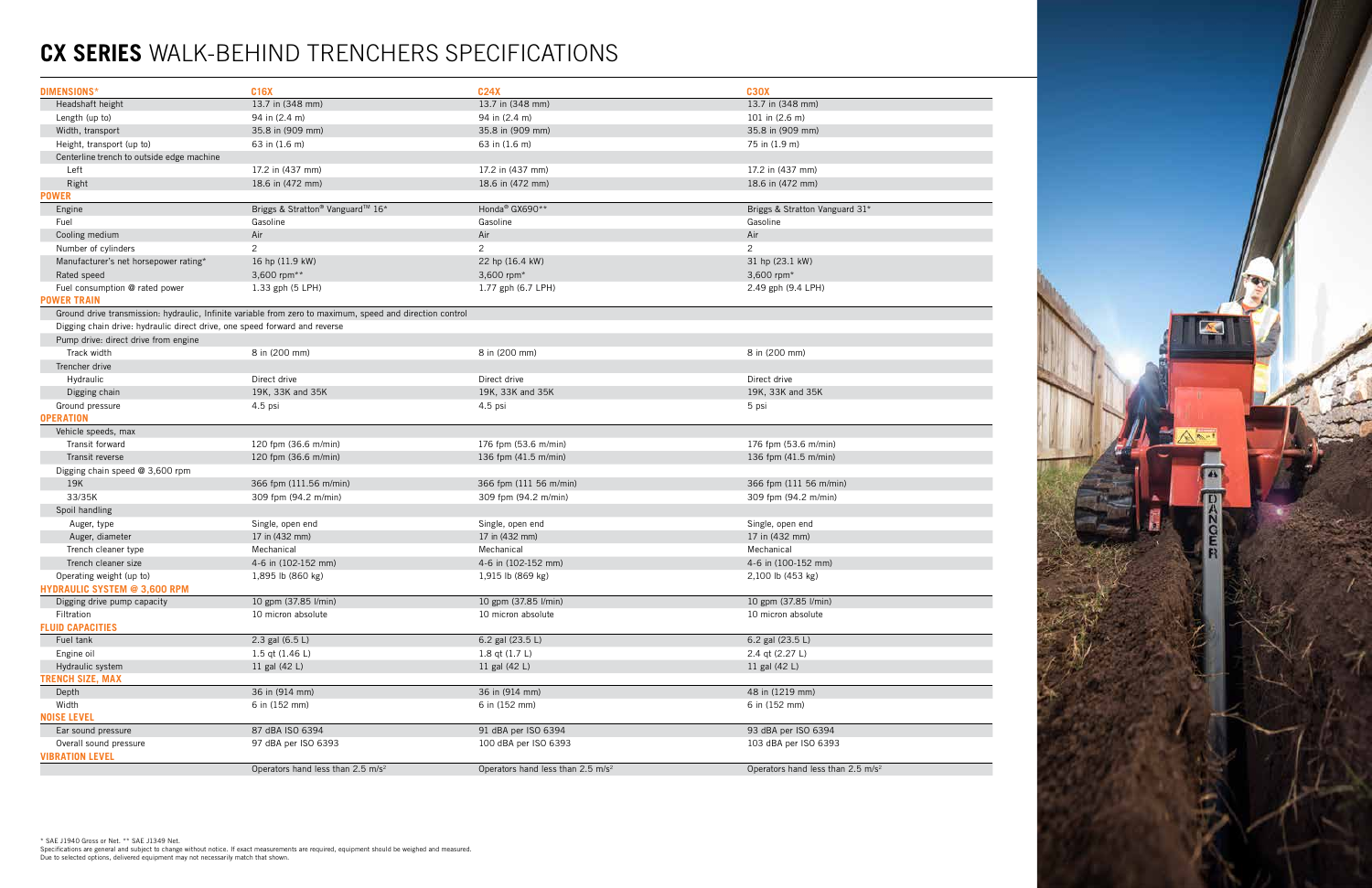# CX SERIES WALK-BEHIND TRENCHERS SPECIFICATIONS

| DIMENSIONS* | C16X | C24X | C30X |
|---|---|---|---|
| Headshaft height | 13.7 in (348 mm) | 13.7 in (348 mm) | 13.7 in (348 mm) |
| Length (up to) | 94 in (2.4 m) | 94 in (2.4 m) | 101 in (2.6 m) |
| Width, transport | 35.8 in (909 mm) | 35.8 in (909 mm) | 35.8 in (909 mm) |
| Height, transport (up to) | 63 in (1.6 m) | 63 in (1.6 m) | 75 in (1.9 m) |
| Centerline trench to outside edge machine | | | |
| Left | 17.2 in (437 mm) | 17.2 in (437 mm) | 17.2 in (437 mm) |
| Right | 18.6 in (472 mm) | 18.6 in (472 mm) | 18.6 in (472 mm) |
| **POWER** | | | |
| Engine | Briggs & Stratton® Vanguard™ 16* | Honda® GX690** | Briggs & Stratton Vanguard 31* |
| Fuel | Gasoline | Gasoline | Gasoline |
| Cooling medium | Air | Air | Air |
| Number of cylinders | 2 | 2 | 2 |
| Manufacturer's net horsepower rating* | 16 hp (11.9 kW) | 22 hp (16.4 kW) | 31 hp (23.1 kW) |
| Rated speed | 3,600 rpm** | 3,600 rpm* | 3,600 rpm* |
| Fuel consumption @ rated power | 1.33 gph (5 LPH) | 1.77 gph (6.7 LPH) | 2.49 gph (9.4 LPH) |
| **POWER TRAIN** | | | |
| Ground drive transmission: hydraulic, Infinite variable from zero to maximum, speed and direction control | | | |
| Digging chain drive: hydraulic direct drive, one speed forward and reverse | | | |
| Pump drive: direct drive from engine | | | |
| Track width | 8 in (200 mm) | 8 in (200 mm) | 8 in (200 mm) |
| Trencher drive | | | |
| Hydraulic | Direct drive | Direct drive | Direct drive |
| Digging chain | 19K, 33K and 35K | 19K, 33K and 35K | 19K, 33K and 35K |
| Ground pressure | 4.5 psi | 4.5 psi | 5 psi |
| **OPERATION** | | | |
| Vehicle speeds, max | | | |
| Transit forward | 120 fpm (36.6 m/min) | 176 fpm (53.6 m/min) | 176 fpm (53.6 m/min) |
| Transit reverse | 120 fpm (36.6 m/min) | 136 fpm (41.5 m/min) | 136 fpm (41.5 m/min) |
| Digging chain speed @ 3,600 rpm | | | |
| 19K | 366 fpm (111.56 m/min) | 366 fpm (111 56 m/min) | 366 fpm (111 56 m/min) |
| 33/35K | 309 fpm (94.2 m/min) | 309 fpm (94.2 m/min) | 309 fpm (94.2 m/min) |
| Spoil handling | | | |
| Auger, type | Single, open end | Single, open end | Single, open end |
| Auger, diameter | 17 in (432 mm) | 17 in (432 mm) | 17 in (432 mm) |
| Trench cleaner type | Mechanical | Mechanical | Mechanical |
| Trench cleaner size | 4-6 in (102-152 mm) | 4-6 in (102-152 mm) | 4-6 in (100-152 mm) |
| Operating weight (up to) | 1,895 lb (860 kg) | 1,915 lb (869 kg) | 2,100 lb (453 kg) |
| **HYDRAULIC SYSTEM @ 3,600 RPM** | | | |
| Digging drive pump capacity | 10 gpm (37.85 l/min) | 10 gpm (37.85 l/min) | 10 gpm (37.85 l/min) |
| Filtration | 10 micron absolute | 10 micron absolute | 10 micron absolute |
| **FLUID CAPACITIES** | | | |
| Fuel tank | 2.3 gal (6.5 L) | 6.2 gal (23.5 L) | 6.2 gal (23.5 L) |
| Engine oil | 1.5 qt (1.46 L) | 1.8 qt (1.7 L) | 2.4 qt (2.27 L) |
| Hydraulic system | 11 gal (42 L) | 11 gal (42 L) | 11 gal (42 L) |
| **TRENCH SIZE, MAX** | | | |
| Depth | 36 in (914 mm) | 36 in (914 mm) | 48 in (1219 mm) |
| Width | 6 in (152 mm) | 6 in (152 mm) | 6 in (152 mm) |
| **NOISE LEVEL** | | | |
| Ear sound pressure | 87 dBA ISO 6394 | 91 dBA per ISO 6394 | 93 dBA per ISO 6394 |
| Overall sound pressure | 97 dBA per ISO 6393 | 100 dBA per ISO 6393 | 103 dBA per ISO 6393 |
| **VIBRATION LEVEL** | | | |
| | Operators hand less than 2.5 $m/s^2$ | Operators hand less than 2.5 $m/s^2$ | Operators hand less than 2.5 $m/s^2$ |

* SAE J1940 Gross or Net. ** SAE J1349 Net.
Specifications are general and subject to change without notice. If exact measurements are required, equipment should be weighed and measured.
Due to selected options, delivered equipment may not necessarily match that shown.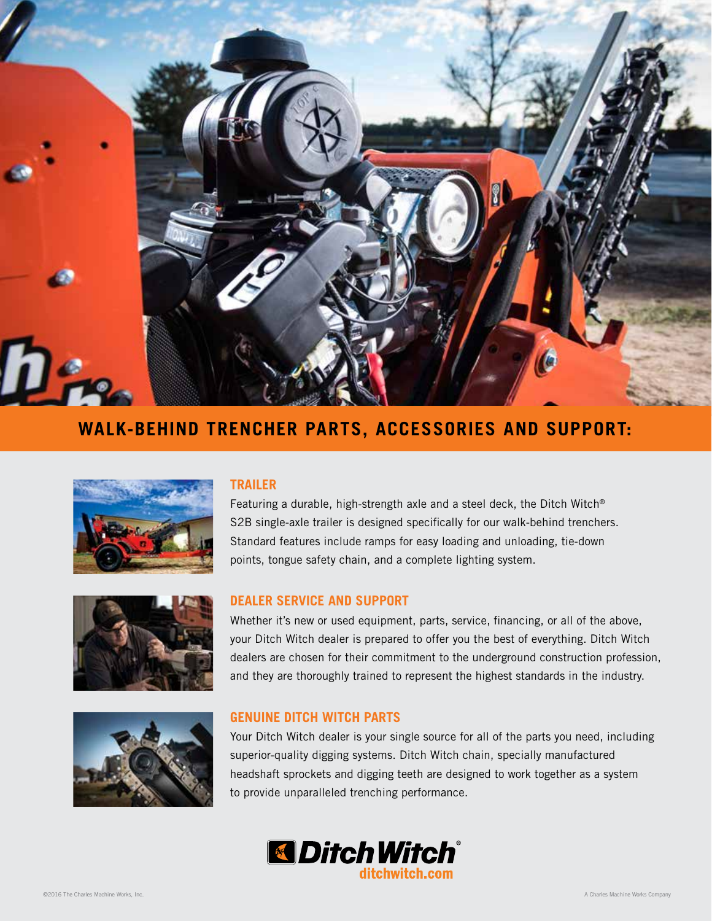## WALK-BEHIND TRENCHER PARTS, ACCESSORIES AND SUPPORT:

### TRAILER

Featuring a durable, high-strength axle and a steel deck, the Ditch Witch® S2B single-axle trailer is designed specifically for our walk-behind trenchers. Standard features include ramps for easy loading and unloading, tie-down points, tongue safety chain, and a complete lighting system.

### DEALER SERVICE AND SUPPORT

Whether it's new or used equipment, parts, service, financing, or all of the above, your Ditch Witch dealer is prepared to offer you the best of everything. Ditch Witch dealers are chosen for their commitment to the underground construction profession, and they are thoroughly trained to represent the highest standards in the industry.

### GENUINE DITCH WITCH PARTS

Your Ditch Witch dealer is your single source for all of the parts you need, including superior-quality digging systems. Ditch Witch chain, specially manufactured headshaft sprockets and digging teeth are designed to work together as a system to provide unparalleled trenching performance.

Ditch Witch®
ditchwitch.com

©2016 The Charles Machine Works, Inc.

A Charles Machine Works Company